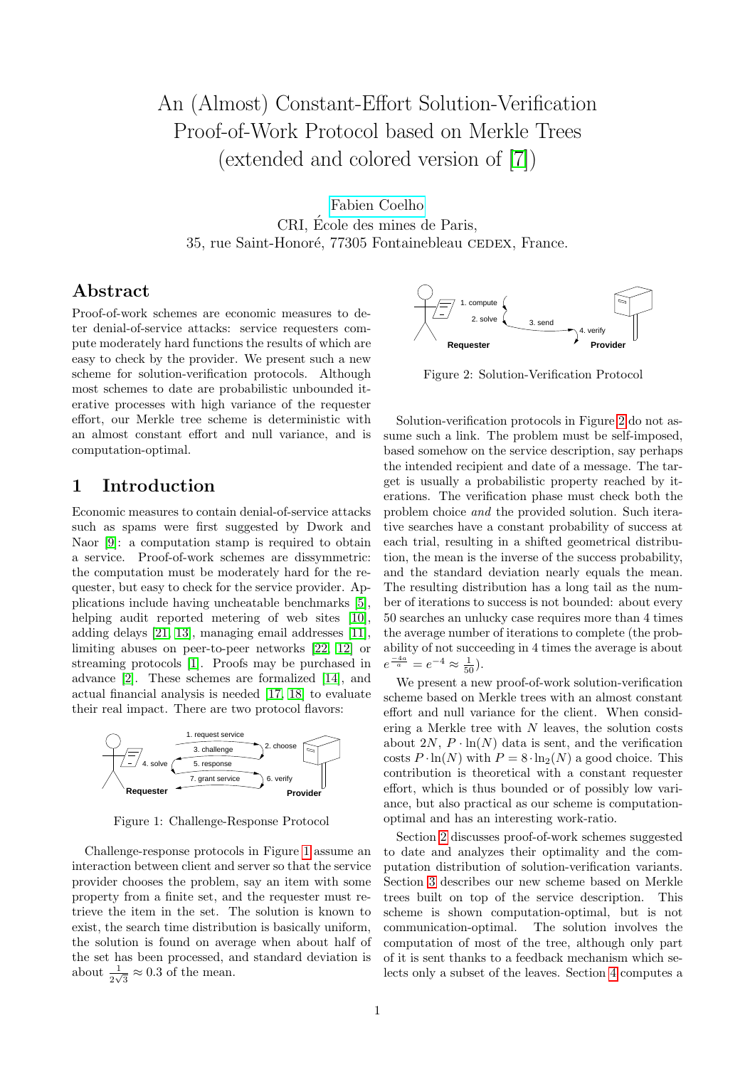# An (Almost) Constant-Effort Solution-Verification Proof-of-Work Protocol based on Merkle Trees (extended and colored version of [7])

Fabien Coelho
CRI, École des mines de Paris,
35, rue Saint-Honoré, 77305 Fontainebleau CEDEX, France.

## Abstract

Proof-of-work schemes are economic measures to deter denial-of-service attacks: service requesters compute moderately hard functions the results of which are easy to check by the provider. We present such a new scheme for solution-verification protocols. Although most schemes to date are probabilistic unbounded iterative processes with high variance of the requester effort, our Merkle tree scheme is deterministic with an almost constant effort and null variance, and is computation-optimal.

## 1 Introduction

Economic measures to contain denial-of-service attacks such as spams were first suggested by Dwork and Naor [9]: a computation stamp is required to obtain a service. Proof-of-work schemes are dissymmetric: the computation must be moderately hard for the requester, but easy to check for the service provider. Applications include having uncheatable benchmarks [5], helping audit reported metering of web sites [10], adding delays [21, 13], managing email addresses [11], limiting abuses on peer-to-peer networks [22, 12] or streaming protocols [1]. Proofs may be purchased in advance [2]. These schemes are formalized [14], and actual financial analysis is needed [17, 18] to evaluate their real impact. There are two protocol flavors:

Figure 1: Challenge-Response Protocol

Challenge-response protocols in Figure 1 assume an interaction between client and server so that the service provider chooses the problem, say an item with some property from a finite set, and the requester must retrieve the item in the set. The solution is known to exist, the search time distribution is basically uniform, the solution is found on average when about half of the set has been processed, and standard deviation is about $\frac{1}{2\sqrt{3}} \approx 0.3$ of the mean.

Figure 2: Solution-Verification Protocol

Solution-verification protocols in Figure 2 do not assume such a link. The problem must be self-imposed, based somehow on the service description, say perhaps the intended recipient and date of a message. The target is usually a probabilistic property reached by iterations. The verification phase must check both the problem choice *and* the provided solution. Such iterative searches have a constant probability of success at each trial, resulting in a shifted geometrical distribution, the mean is the inverse of the success probability, and the standard deviation nearly equals the mean. The resulting distribution has a long tail as the number of iterations to success is not bounded: about every 50 searches an unlucky case requires more than 4 times the average number of iterations to complete (the probability of not succeeding in 4 times the average is about $e^{\frac{-4a}{a}} = e^{-4} \approx \frac{1}{50}$).

We present a new proof-of-work solution-verification scheme based on Merkle trees with an almost constant effort and null variance for the client. When considering a Merkle tree with $N$ leaves, the solution costs about $2N$, $P \cdot \ln(N)$ data is sent, and the verification costs $P \cdot \ln(N)$ with $P = 8 \cdot \ln_2(N)$ a good choice. This contribution is theoretical with a constant requester effort, which is thus bounded or of possibly low variance, but also practical as our scheme is computation-optimal and has an interesting work-ratio.

Section 2 discusses proof-of-work schemes suggested to date and analyzes their optimality and the computation distribution of solution-verification variants. Section 3 describes our new scheme based on Merkle trees built on top of the service description. This scheme is shown computation-optimal, but is not communication-optimal. The solution involves the computation of most of the tree, although only part of it is sent thanks to a feedback mechanism which selects only a subset of the leaves. Section 4 computes a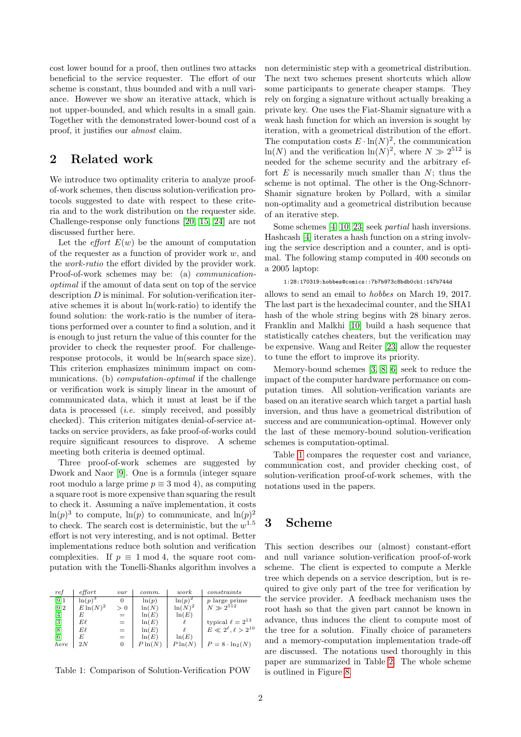cost lower bound for a proof, then outlines two attacks beneficial to the service requester. The effort of our scheme is constant, thus bounded and with a null variance. However we show an iterative attack, which is not upper-bounded, and which results in a small gain. Together with the demonstrated lower-bound cost of a proof, it justifies our *almost* claim.

## 2 Related work

We introduce two optimality criteria to analyze proof-of-work schemes, then discuss solution-verification protocols suggested to date with respect to these criteria and to the work distribution on the requester side. Challenge-response only functions [20, 15, 24] are not discussed further here.

Let the *effort* $E(w)$ be the amount of computation of the requester as a function of provider work $w$, and the *work-ratio* the effort divided by the provider work. Proof-of-work schemes may be: (a) *communication-optimal* if the amount of data sent on top of the service description $D$ is minimal. For solution-verification iterative schemes it is about ln(work-ratio) to identify the found solution: the work-ratio is the number of iterations performed over a counter to find a solution, and it is enough to just return the value of this counter for the provider to check the requester proof. For challenge-response protocols, it would be ln(search space size). This criterion emphasizes minimum impact on communications. (b) *computation-optimal* if the challenge or verification work is simply linear in the amount of communicated data, which it must at least be if the data is processed (*i.e.* simply received, and possibly checked). This criterion mitigates denial-of-service attacks on service providers, as fake proof-of-works could require significant resources to disprove. A scheme meeting both criteria is deemed optimal.

Three proof-of-work schemes are suggested by Dwork and Naor [9]. One is a formula (integer square root modulo a large prime $p \equiv 3 \bmod 4$), as computing a square root is more expensive than squaring the result to check it. Assuming a naïve implementation, it costs $\ln(p)^3$ to compute, $\ln(p)$ to communicate, and $\ln(p)^2$ to check. The search cost is deterministic, but the $w^{1.5}$ effort is not very interesting, and is not optimal. Better implementations reduce both solution and verification complexities. If $p \equiv 1 \bmod 4$, the square root computation with the Tonelli-Shanks algorithm involves a non deterministic step with a geometrical distribution. The next two schemes present shortcuts which allow some participants to generate cheaper stamps. They rely on forging a signature without actually breaking a private key. One uses the Fiat-Shamir signature with a weak hash function for which an inversion is sought by iteration, with a geometrical distribution of the effort. The computation costs $E \cdot \ln(N)^2$, the communication $\ln(N)$ and the verification $\ln(N)^2$, where $N \gg 2^{512}$ is needed for the scheme security and the arbitrary effort $E$ is necessarily much smaller than $N$; thus the scheme is not optimal. The other is the Ong-Schnorr-Shamir signature broken by Pollard, with a similar non-optimality and a geometrical distribution because of an iterative step.

Some schemes [4, 10, 23] seek *partial* hash inversions. Hashcash [4] iterates a hash function on a string involving the service description and a counter, and is optimal. The following stamp computed in 400 seconds on a 2005 laptop:

```
1:28:170319:hobbes@comics::7b7b973c8bdb0cb1:147b744d
```

allows to send an email to *hobbes* on March 19, 2017. The last part is the hexadecimal counter, and the SHA1 hash of the whole string begins with 28 binary zeros. Franklin and Malkhi [10] build a hash sequence that statistically catches cheaters, but the verification may be expensive. Wang and Reiter [23] allow the requester to tune the effort to improve its priority.

Memory-bound schemes [3, 8, 6] seek to reduce the impact of the computer hardware performance on computation times. All solution-verification variants are based on an iterative search which target a partial hash inversion, and thus have a geometrical distribution of success and are communication-optimal. However only the last of these memory-bound solution-verification schemes is computation-optimal.

Table 1 compares the requester cost and variance, communication cost, and provider checking cost, of solution-verification proof-of-work schemes, with the notations used in the papers.

| *ref* | *effort* | *var* | *comm.* | *work* | *constraints* |
|---|---|---|---|---|---|
| [9].1 | $\ln(p)^3$ | 0 | $\ln(p)$ | $\ln(p)^2$ | $p$ large prime |
| [9].2 | $E\ln(N)^2$ | $>0$ | $\ln(N)$ | $\ln(N)^2$ | $N \gg 2^{512}$ |
| [4] | $E$ | $=$ | $\ln(E)$ | $\ln(E)$ | |
| [3] | $E\ell$ | $=$ | $\ln(E)$ | $\ell$ | typical $\ell = 2^{13}$ |
| [8] | $E\ell$ | $=$ | $\ln(E)$ | $\ell$ | $E \ll 2^\ell, \ell > 2^{10}$ |
| [6] | $E$ | $=$ | $\ln(E)$ | $\ln(E)$ | |
| *here* | $2N$ | 0 | $P\ln(N)$ | $P\ln(N)$ | $P = 8 \cdot \ln_2(N)$ |

Table 1: Comparison of Solution-Verification POW

## 3 Scheme

This section describes our (almost) constant-effort and null variance solution-verification proof-of-work scheme. The client is expected to compute a Merkle tree which depends on a service description, but is required to give only part of the tree for verification by the service provider. A feedback mechanism uses the root hash so that the given part cannot be known in advance, thus induces the client to compute most of the tree for a solution. Finally choice of parameters and a memory-computation implementation trade-off are discussed. The notations used thoroughly in this paper are summarized in Table 2. The whole scheme is outlined in Figure 8.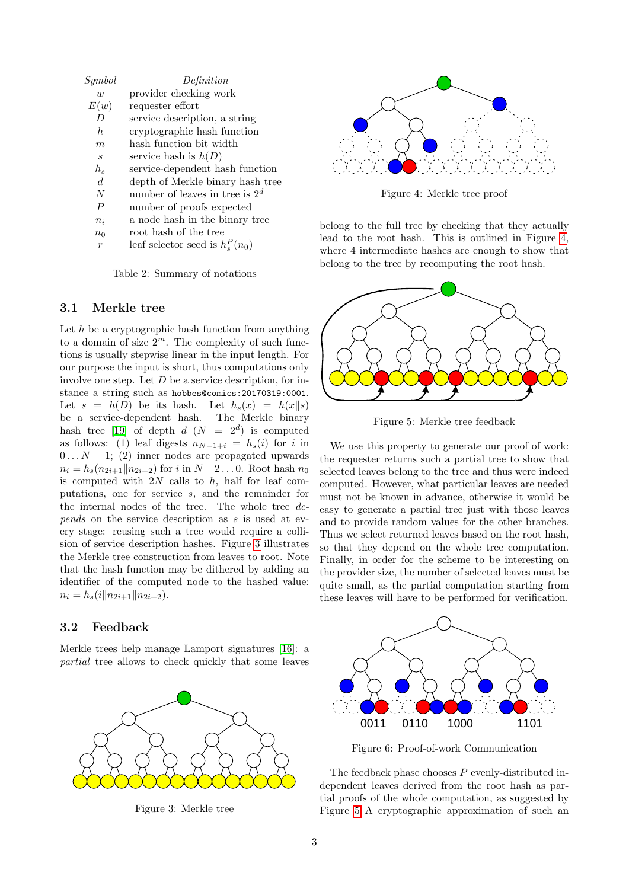| *Symbol* | *Definition* |
|---|---|
| $w$ | provider checking work |
| $E(w)$ | requester effort |
| $D$ | service description, a string |
| $h$ | cryptographic hash function |
| $m$ | hash function bit width |
| $s$ | service hash is $h(D)$ |
| $h_s$ | service-dependent hash function |
| $d$ | depth of Merkle binary hash tree |
| $N$ | number of leaves in tree is $2^d$ |
| $P$ | number of proofs expected |
| $n_i$ | a node hash in the binary tree |
| $n_0$ | root hash of the tree |
| $r$ | leaf selector seed is $h_s^P(n_0)$ |

Table 2: Summary of notations

### 3.1 Merkle tree

Let $h$ be a cryptographic hash function from anything to a domain of size $2^m$. The complexity of such functions is usually stepwise linear in the input length. For our purpose the input is short, thus computations only involve one step. Let $D$ be a service description, for instance a string such as `hobbes@comics:20170319:0001`. Let $s = h(D)$ be its hash. Let $h_s(x) = h(x\|s)$ be a service-dependent hash. The Merkle binary hash tree [19] of depth $d$ ($N = 2^d$) is computed as follows: (1) leaf digests $n_{N-1+i} = h_s(i)$ for $i$ in $0 \ldots N-1$; (2) inner nodes are propagated upwards $n_i = h_s(n_{2i+1}\|n_{2i+2})$ for $i$ in $N-2 \ldots 0$. Root hash $n_0$ is computed with $2N$ calls to $h$, half for leaf computations, one for service $s$, and the remainder for the internal nodes of the tree. The whole tree *depends* on the service description as $s$ is used at every stage: reusing such a tree would require a collision of service description hashes. Figure 3 illustrates the Merkle tree construction from leaves to root. Note that the hash function may be dithered by adding an identifier of the computed node to the hashed value: $n_i = h_s(i\|n_{2i+1}\|n_{2i+2})$.

Figure 3: Merkle tree

### 3.2 Feedback

Merkle trees help manage Lamport signatures [16]: a *partial* tree allows to check quickly that some leaves belong to the full tree by checking that they actually lead to the root hash. This is outlined in Figure 4, where 4 intermediate hashes are enough to show that belong to the tree by recomputing the root hash.

Figure 4: Merkle tree proof

Figure 5: Merkle tree feedback

We use this property to generate our proof of work: the requester returns such a partial tree to show that selected leaves belong to the tree and thus were indeed computed. However, what particular leaves are needed must not be known in advance, otherwise it would be easy to generate a partial tree just with those leaves and to provide random values for the other branches. Thus we select returned leaves based on the root hash, so that they depend on the whole tree computation. Finally, in order for the scheme to be interesting on the provider size, the number of selected leaves must be quite small, as the partial computation starting from these leaves will have to be performed for verification.

Figure 6: Proof-of-work Communication

The feedback phase chooses $P$ evenly-distributed independent leaves derived from the root hash as partial proofs of the whole computation, as suggested by Figure 5. A cryptographic approximation of such an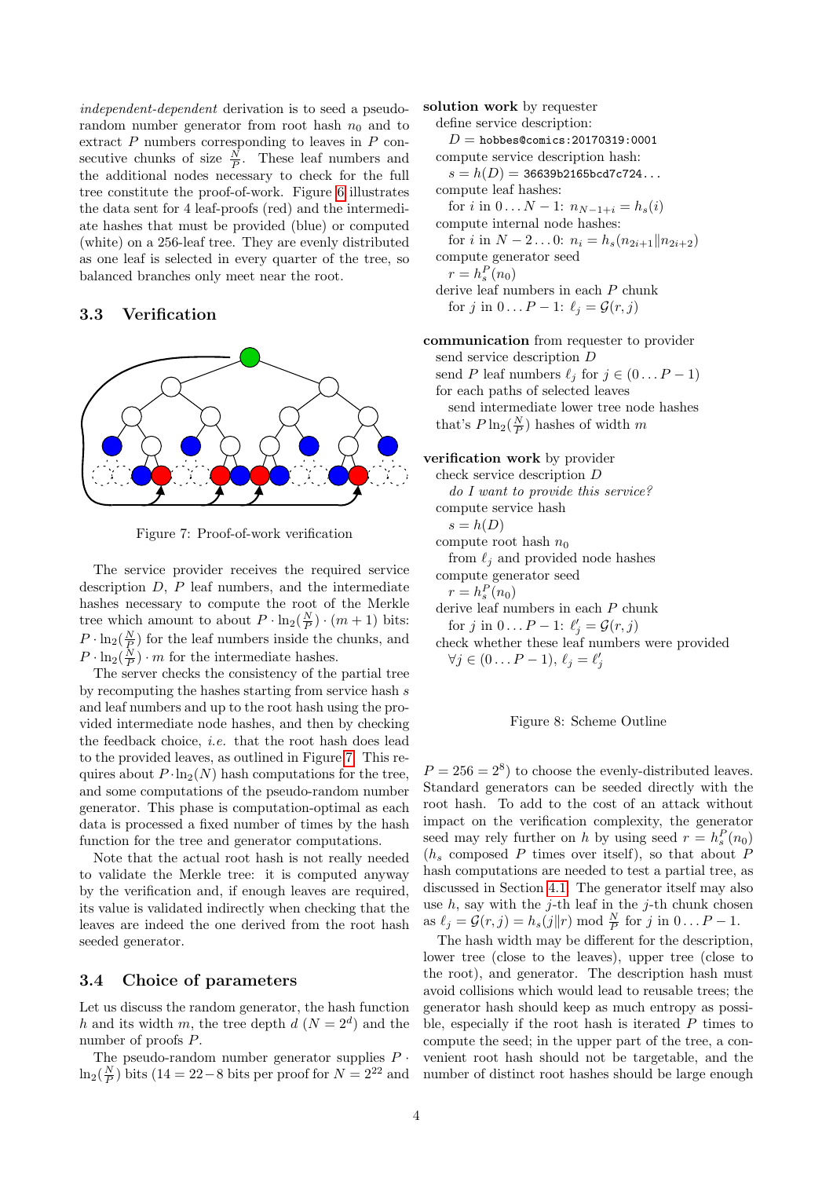*independent-dependent* derivation is to seed a pseudo-random number generator from root hash $n_0$ and to extract $P$ numbers corresponding to leaves in $P$ consecutive chunks of size $\frac{N}{P}$. These leaf numbers and the additional nodes necessary to check for the full tree constitute the proof-of-work. Figure 6 illustrates the data sent for 4 leaf-proofs (red) and the intermediate hashes that must be provided (blue) or computed (white) on a 256-leaf tree. They are evenly distributed as one leaf is selected in every quarter of the tree, so balanced branches only meet near the root.

### 3.3 Verification

Figure 7: Proof-of-work verification

The service provider receives the required service description $D$, $P$ leaf numbers, and the intermediate hashes necessary to compute the root of the Merkle tree which amount to about $P \cdot \ln_2(\frac{N}{P}) \cdot (m+1)$ bits: $P \cdot \ln_2(\frac{N}{P})$ for the leaf numbers inside the chunks, and $P \cdot \ln_2(\frac{N}{P}) \cdot m$ for the intermediate hashes.

The server checks the consistency of the partial tree by recomputing the hashes starting from service hash $s$ and leaf numbers and up to the root hash using the provided intermediate node hashes, and then by checking the feedback choice, *i.e.* that the root hash does lead to the provided leaves, as outlined in Figure 7. This requires about $P \cdot \ln_2(N)$ hash computations for the tree, and some computations of the pseudo-random number generator. This phase is computation-optimal as each data is processed a fixed number of times by the hash function for the tree and generator computations.

Note that the actual root hash is not really needed to validate the Merkle tree: it is computed anyway by the verification and, if enough leaves are required, its value is validated indirectly when checking that the leaves are indeed the one derived from the root hash seeded generator.

### 3.4 Choice of parameters

Let us discuss the random generator, the hash function $h$ and its width $m$, the tree depth $d$ ($N = 2^d$) and the number of proofs $P$.

The pseudo-random number generator supplies $P \cdot \ln_2(\frac{N}{P})$ bits ($14 = 22 - 8$ bits per proof for $N = 2^{22}$ and $P = 256 = 2^8$) to choose the evenly-distributed leaves. Standard generators can be seeded directly with the root hash. To add to the cost of an attack without impact on the verification complexity, the generator seed may rely further on $h$ by using seed $r = h_s^P(n_0)$ ($h_s$ composed $P$ times over itself), so that about $P$ hash computations are needed to test a partial tree, as discussed in Section 4.1. The generator itself may also use $h$, say with the $j$-th leaf in the $j$-th chunk chosen as $\ell_j = \mathcal{G}(r, j) = h_s(j \| r) \bmod \frac{N}{P}$ for $j$ in $0 \ldots P-1$.

The hash width may be different for the description, lower tree (close to the leaves), upper tree (close to the root), and generator. The description hash must avoid collisions which would lead to reusable trees; the generator hash should keep as much entropy as possible, especially if the root hash is iterated $P$ times to compute the seed; in the upper part of the tree, a convenient root hash should not be targetable, and the number of distinct root hashes should be large enough

**solution work** by requester
- define service description:
  - $D =$ `hobbes@comics:20170319:0001`
- compute service description hash:
  - $s = h(D) =$ `36639b2165bcd7c724...`
- compute leaf hashes:
  - for $i$ in $0 \ldots N-1$: $n_{N-1+i} = h_s(i)$
- compute internal node hashes:
  - for $i$ in $N-2 \ldots 0$: $n_i = h_s(n_{2i+1} \| n_{2i+2})$
- compute generator seed
  - $r = h_s^P(n_0)$
- derive leaf numbers in each $P$ chunk
  - for $j$ in $0 \ldots P-1$: $\ell_j = \mathcal{G}(r, j)$

**communication** from requester to provider
- send service description $D$
- send $P$ leaf numbers $\ell_j$ for $j \in (0 \ldots P-1)$
- for each paths of selected leaves
  - send intermediate lower tree node hashes
- that's $P \ln_2(\frac{N}{P})$ hashes of width $m$

**verification work** by provider
- check service description $D$
  - *do I want to provide this service?*
- compute service hash
  - $s = h(D)$
- compute root hash $n_0$
  - from $\ell_j$ and provided node hashes
- compute generator seed
  - $r = h_s^P(n_0)$
- derive leaf numbers in each $P$ chunk
  - for $j$ in $0 \ldots P-1$: $\ell'_j = \mathcal{G}(r, j)$
- check whether these leaf numbers were provided
  - $\forall j \in (0 \ldots P-1), \ell_j = \ell'_j$

Figure 8: Scheme Outline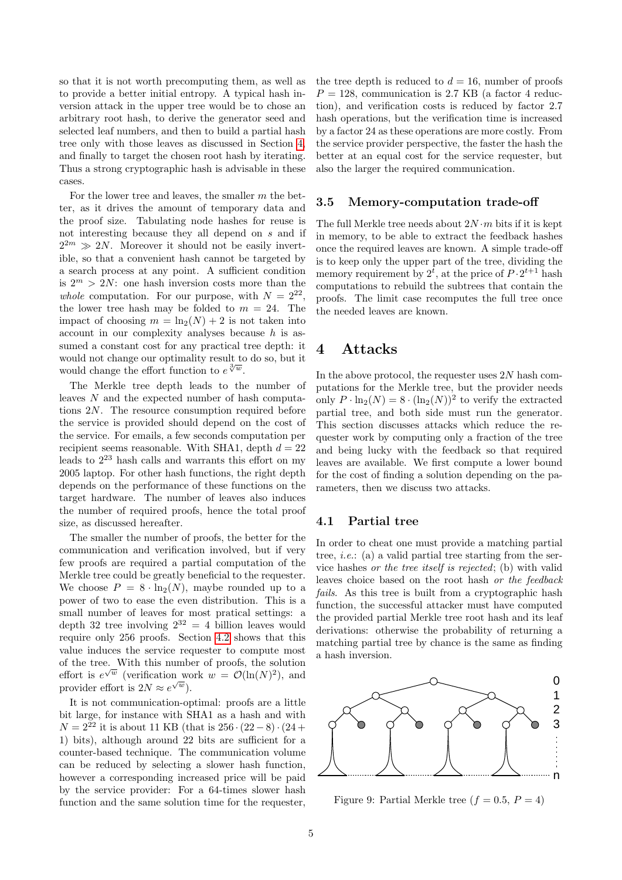so that it is not worth precomputing them, as well as to provide a better initial entropy. A typical hash inversion attack in the upper tree would be to chose an arbitrary root hash, to derive the generator seed and selected leaf numbers, and then to build a partial hash tree only with those leaves as discussed in Section 4, and finally to target the chosen root hash by iterating. Thus a strong cryptographic hash is advisable in these cases.

For the lower tree and leaves, the smaller $m$ the better, as it drives the amount of temporary data and the proof size. Tabulating node hashes for reuse is not interesting because they all depend on $s$ and if $2^{2m} \gg 2N$. Moreover it should not be easily invertible, so that a convenient hash cannot be targeted by a search process at any point. A sufficient condition is $2^m > 2N$: one hash inversion costs more than the *whole* computation. For our purpose, with $N = 2^{22}$, the lower tree hash may be folded to $m = 24$. The impact of choosing $m = \ln_2(N) + 2$ is not taken into account in our complexity analyses because $h$ is assumed a constant cost for any practical tree depth: it would not change our optimality result to do so, but it would change the effort function to $e^{\sqrt[3]{w}}$.

The Merkle tree depth leads to the number of leaves $N$ and the expected number of hash computations $2N$. The resource consumption required before the service is provided should depend on the cost of the service. For emails, a few seconds computation per recipient seems reasonable. With SHA1, depth $d = 22$ leads to $2^{23}$ hash calls and warrants this effort on my 2005 laptop. For other hash functions, the right depth depends on the performance of these functions on the target hardware. The number of leaves also induces the number of required proofs, hence the total proof size, as discussed hereafter.

The smaller the number of proofs, the better for the communication and verification involved, but if very few proofs are required a partial computation of the Merkle tree could be greatly beneficial to the requester. We choose $P = 8 \cdot \ln_2(N)$, maybe rounded up to a power of two to ease the even distribution. This is a small number of leaves for most pratical settings: a depth 32 tree involving $2^{32} = 4$ billion leaves would require only 256 proofs. Section 4.2 shows that this value induces the service requester to compute most of the tree. With this number of proofs, the solution effort is $e^{\sqrt{w}}$ (verification work $w = \mathcal{O}(\ln(N)^2)$, and provider effort is $2N \approx e^{\sqrt{w}}$).

It is not communication-optimal: proofs are a little bit large, for instance with SHA1 as a hash and with $N = 2^{22}$ it is about 11 KB (that is $256 \cdot (22-8) \cdot (24+1)$ bits), although around 22 bits are sufficient for a counter-based technique. The communication volume can be reduced by selecting a slower hash function, however a corresponding increased price will be paid by the service provider: For a 64-times slower hash function and the same solution time for the requester, the tree depth is reduced to $d = 16$, number of proofs $P = 128$, communication is 2.7 KB (a factor 4 reduction), and verification costs is reduced by factor 2.7 hash operations, but the verification time is increased by a factor 24 as these operations are more costly. From the service provider perspective, the faster the hash the better at an equal cost for the service requester, but also the larger the required communication.

### 3.5 Memory-computation trade-off

The full Merkle tree needs about $2N \cdot m$ bits if it is kept in memory, to be able to extract the feedback hashes once the required leaves are known. A simple trade-off is to keep only the upper part of the tree, dividing the memory requirement by $2^t$, at the price of $P \cdot 2^{t+1}$ hash computations to rebuild the subtrees that contain the proofs. The limit case recomputes the full tree once the needed leaves are known.

## 4 Attacks

In the above protocol, the requester uses $2N$ hash computations for the Merkle tree, but the provider needs only $P \cdot \ln_2(N) = 8 \cdot (\ln_2(N))^2$ to verify the extracted partial tree, and both side must run the generator. This section discusses attacks which reduce the requester work by computing only a fraction of the tree and being lucky with the feedback so that required leaves are available. We first compute a lower bound for the cost of finding a solution depending on the parameters, then we discuss two attacks.

### 4.1 Partial tree

In order to cheat one must provide a matching partial tree, *i.e.*: (a) a valid partial tree starting from the service hashes *or the tree itself is rejected*; (b) with valid leaves choice based on the root hash *or the feedback fails*. As this tree is built from a cryptographic hash function, the successful attacker must have computed the provided partial Merkle tree root hash and its leaf derivations: otherwise the probability of returning a matching partial tree by chance is the same as finding a hash inversion.

Figure 9: Partial Merkle tree ($f = 0.5$, $P = 4$)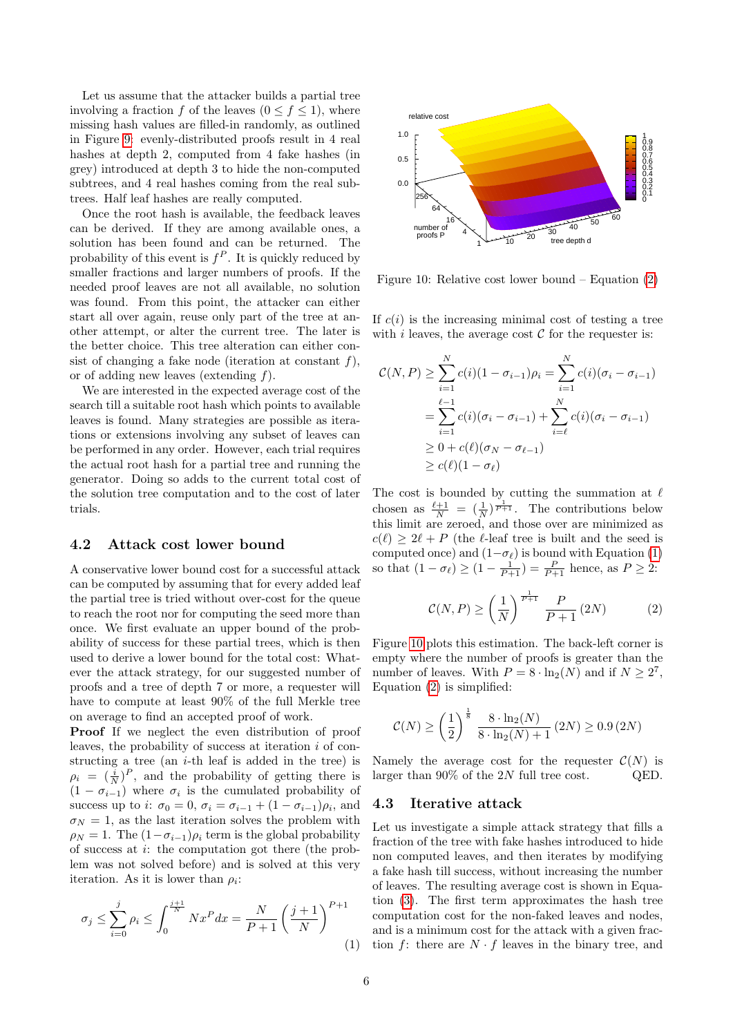Let us assume that the attacker builds a partial tree involving a fraction $f$ of the leaves ($0 \leq f \leq 1$), where missing hash values are filled-in randomly, as outlined in Figure 9: evenly-distributed proofs result in 4 real hashes at depth 2, computed from 4 fake hashes (in grey) introduced at depth 3 to hide the non-computed subtrees, and 4 real hashes coming from the real subtrees. Half leaf hashes are really computed.

Once the root hash is available, the feedback leaves can be derived. If they are among available ones, a solution has been found and can be returned. The probability of this event is $f^P$. It is quickly reduced by smaller fractions and larger numbers of proofs. If the needed proof leaves are not all available, no solution was found. From this point, the attacker can either start all over again, reuse only part of the tree at another attempt, or alter the current tree. The later is the better choice. This tree alteration can either consist of changing a fake node (iteration at constant $f$), or of adding new leaves (extending $f$).

We are interested in the expected average cost of the search till a suitable root hash which points to available leaves is found. Many strategies are possible as iterations or extensions involving any subset of leaves can be performed in any order. However, each trial requires the actual root hash for a partial tree and running the generator. Doing so adds to the current total cost of the solution tree computation and to the cost of later trials.

## 4.2 Attack cost lower bound

A conservative lower bound cost for a successful attack can be computed by assuming that for every added leaf the partial tree is tried without over-cost for the queue to reach the root nor for computing the seed more than once. We first evaluate an upper bound of the probability of success for these partial trees, which is then used to derive a lower bound for the total cost: Whatever the attack strategy, for our suggested number of proofs and a tree of depth 7 or more, a requester will have to compute on average at least 90% of the full Merkle tree to find an accepted proof of work.

**Proof** If we neglect the even distribution of proof leaves, the probability of success at iteration $i$ of constructing a tree (an $i$-th leaf is added in the tree) is $\rho_i = (\frac{i}{N})^P$, and the probability of getting there is $(1 - \sigma_{i-1})$ where $\sigma_i$ is the cumulated probability of success up to $i$: $\sigma_0 = 0$, $\sigma_i = \sigma_{i-1} + (1-\sigma_{i-1})\rho_i$, and $\sigma_N = 1$, as the last iteration solves the problem with $\rho_N = 1$. The $(1-\sigma_{i-1})\rho_i$ term is the global probability of success at $i$: the computation got there (the problem was not solved before) and is solved at this very iteration. As it is lower than $\rho_i$:

$$\sigma_j \leq \sum_{i=0}^{j} \rho_i \leq \int_0^{\frac{j+1}{N}} N x^P dx = \frac{N}{P+1}\left(\frac{j+1}{N}\right)^{P+1} \quad (1)$$

Figure 10: Relative cost lower bound – Equation (2)

If $c(i)$ is the increasing minimal cost of testing a tree with $i$ leaves, the average cost $\mathcal{C}$ for the requester is:

$$\begin{aligned}
\mathcal{C}(N,P) &\geq \sum_{i=1}^{N} c(i)(1-\sigma_{i-1})\rho_i = \sum_{i=1}^{N} c(i)(\sigma_i - \sigma_{i-1}) \\
&= \sum_{i=1}^{\ell-1} c(i)(\sigma_i - \sigma_{i-1}) + \sum_{i=\ell}^{N} c(i)(\sigma_i - \sigma_{i-1}) \\
&\geq 0 + c(\ell)(\sigma_N - \sigma_{\ell-1}) \\
&\geq c(\ell)(1-\sigma_\ell)
\end{aligned}$$

The cost is bounded by cutting the summation at $\ell$ chosen as $\frac{\ell+1}{N} = (\frac{1}{N})^{\frac{1}{P+1}}$. The contributions below this limit are zeroed, and those over are minimized as $c(\ell) \geq 2\ell + P$ (the $\ell$-leaf tree is built and the seed is computed once) and $(1-\sigma_\ell)$ is bound with Equation (1) so that $(1-\sigma_\ell) \geq (1 - \frac{1}{P+1}) = \frac{P}{P+1}$ hence, as $P \geq 2$:

$$\mathcal{C}(N,P) \geq \left(\frac{1}{N}\right)^{\frac{1}{P+1}} \frac{P}{P+1} (2N) \quad (2)$$

Figure 10 plots this estimation. The back-left corner is empty where the number of proofs is greater than the number of leaves. With $P = 8 \cdot \ln_2(N)$ and if $N \geq 2^7$, Equation (2) is simplified:

$$\mathcal{C}(N) \geq \left(\frac{1}{2}\right)^{\frac{1}{8}} \frac{8 \cdot \ln_2(N)}{8 \cdot \ln_2(N) + 1} (2N) \geq 0.9\,(2N)$$

Namely the average cost for the requester $\mathcal{C}(N)$ is larger than 90% of the $2N$ full tree cost. QED.

## 4.3 Iterative attack

Let us investigate a simple attack strategy that fills a fraction of the tree with fake hashes introduced to hide non computed leaves, and then iterates by modifying a fake hash till success, without increasing the number of leaves. The resulting average cost is shown in Equation (3). The first term approximates the hash tree computation cost for the non-faked leaves and nodes, and is a minimum cost for the attack with a given fraction $f$: there are $N \cdot f$ leaves in the binary tree, and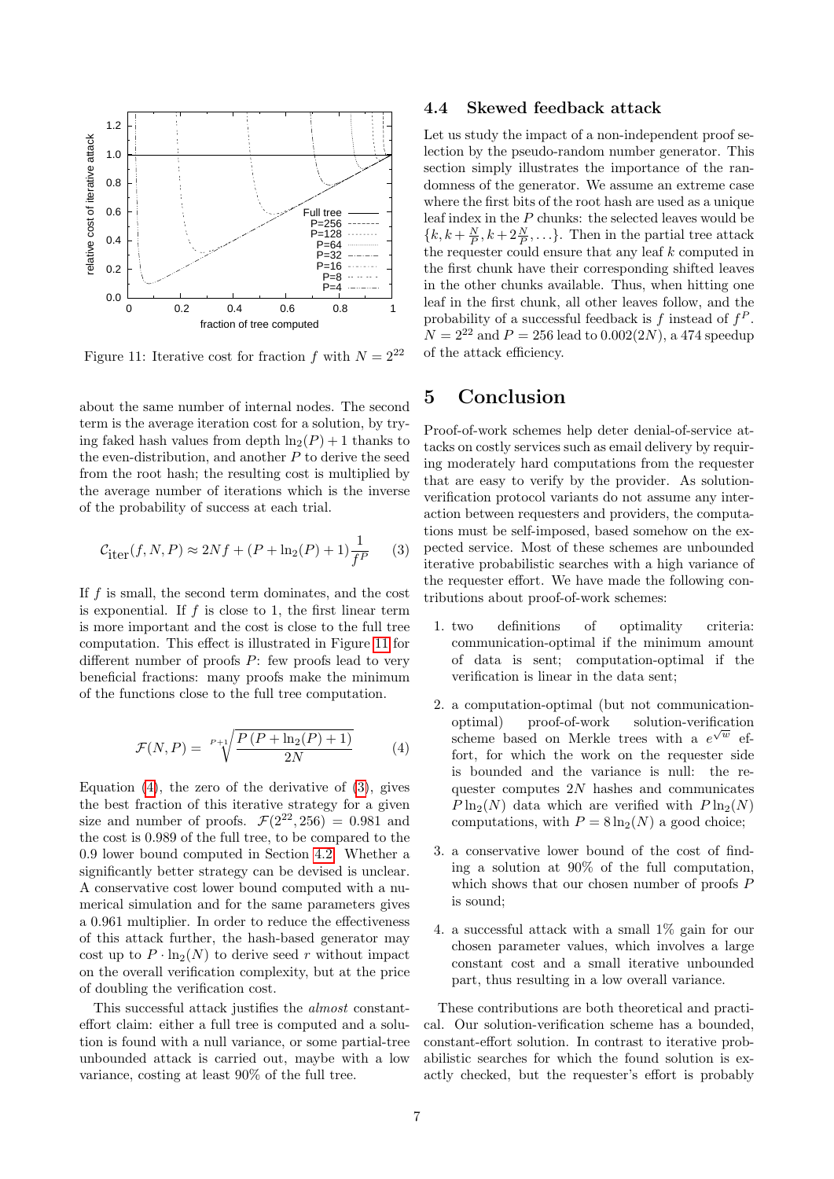Figure 11: Iterative cost for fraction $f$ with $N = 2^{22}$

about the same number of internal nodes. The second term is the average iteration cost for a solution, by trying faked hash values from depth $\ln_2(P) + 1$ thanks to the even-distribution, and another $P$ to derive the seed from the root hash; the resulting cost is multiplied by the average number of iterations which is the inverse of the probability of success at each trial.

$$\mathcal{C}_{\text{iter}}(f, N, P) \approx 2Nf + (P + \ln_2(P) + 1)\frac{1}{f^P} \tag{3}$$

If $f$ is small, the second term dominates, and the cost is exponential. If $f$ is close to 1, the first linear term is more important and the cost is close to the full tree computation. This effect is illustrated in Figure 11 for different number of proofs $P$: few proofs lead to very beneficial fractions: many proofs make the minimum of the functions close to the full tree computation.

$$\mathcal{F}(N, P) = \sqrt[P+1]{\frac{P\,(P + \ln_2(P) + 1)}{2N}} \tag{4}$$

Equation (4), the zero of the derivative of (3), gives the best fraction of this iterative strategy for a given size and number of proofs. $\mathcal{F}(2^{22}, 256) = 0.981$ and the cost is 0.989 of the full tree, to be compared to the 0.9 lower bound computed in Section 4.2. Whether a significantly better strategy can be devised is unclear. A conservative cost lower bound computed with a numerical simulation and for the same parameters gives a 0.961 multiplier. In order to reduce the effectiveness of this attack further, the hash-based generator may cost up to $P \cdot \ln_2(N)$ to derive seed $r$ without impact on the overall verification complexity, but at the price of doubling the verification cost.

This successful attack justifies the *almost* constant-effort claim: either a full tree is computed and a solution is found with a null variance, or some partial-tree unbounded attack is carried out, maybe with a low variance, costing at least 90% of the full tree.

### 4.4 Skewed feedback attack

Let us study the impact of a non-independent proof selection by the pseudo-random number generator. This section simply illustrates the importance of the randomness of the generator. We assume an extreme case where the first bits of the root hash are used as a unique leaf index in the $P$ chunks: the selected leaves would be $\{k, k + \frac{N}{P}, k + 2\frac{N}{P}, \ldots\}$. Then in the partial tree attack the requester could ensure that any leaf $k$ computed in the first chunk have their corresponding shifted leaves in the other chunks available. Thus, when hitting one leaf in the first chunk, all other leaves follow, and the probability of a successful feedback is $f$ instead of $f^P$. $N = 2^{22}$ and $P = 256$ lead to $0.002(2N)$, a 474 speedup of the attack efficiency.

## 5 Conclusion

Proof-of-work schemes help deter denial-of-service attacks on costly services such as email delivery by requiring moderately hard computations from the requester that are easy to verify by the provider. As solution-verification protocol variants do not assume any interaction between requesters and providers, the computations must be self-imposed, based somehow on the expected service. Most of these schemes are unbounded iterative probabilistic searches with a high variance of the requester effort. We have made the following contributions about proof-of-work schemes:

1. two definitions of optimality criteria: communication-optimal if the minimum amount of data is sent; computation-optimal if the verification is linear in the data sent;
2. a computation-optimal (but not communication-optimal) proof-of-work solution-verification scheme based on Merkle trees with a $e^{\sqrt{w}}$ effort, for which the work on the requester side is bounded and the variance is null: the requester computes $2N$ hashes and communicates $P \ln_2(N)$ data which are verified with $P \ln_2(N)$ computations, with $P = 8 \ln_2(N)$ a good choice;
3. a conservative lower bound of the cost of finding a solution at 90% of the full computation, which shows that our chosen number of proofs $P$ is sound;
4. a successful attack with a small 1% gain for our chosen parameter values, which involves a large constant cost and a small iterative unbounded part, thus resulting in a low overall variance.

These contributions are both theoretical and practical. Our solution-verification scheme has a bounded, constant-effort solution. In contrast to iterative probabilistic searches for which the found solution is exactly checked, but the requester's effort is probably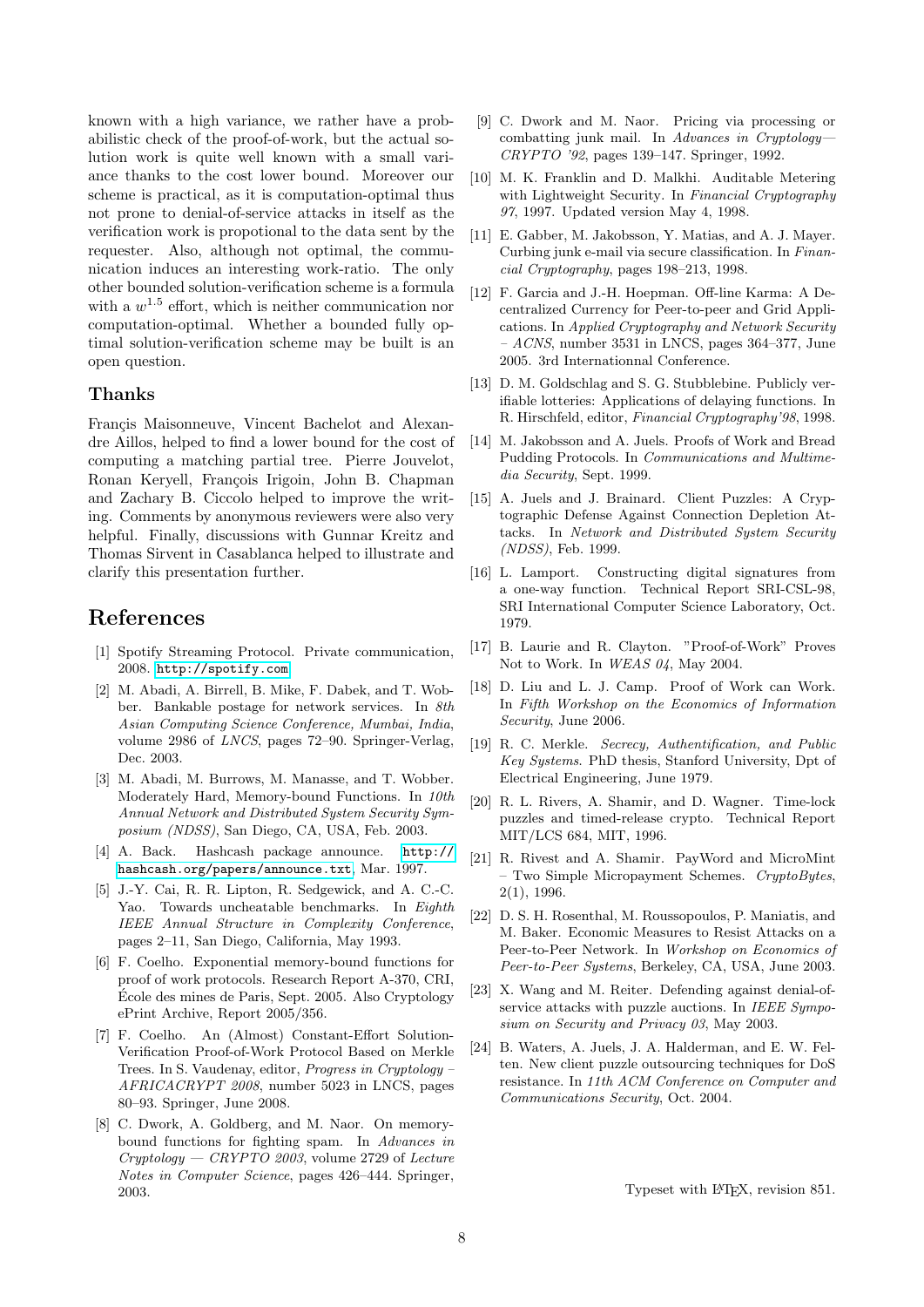known with a high variance, we rather have a probabilistic check of the proof-of-work, but the actual solution work is quite well known with a small variance thanks to the cost lower bound. Moreover our scheme is practical, as it is computation-optimal thus not prone to denial-of-service attacks in itself as the verification work is propotional to the data sent by the requester. Also, although not optimal, the communication induces an interesting work-ratio. The only other bounded solution-verification scheme is a formula with a $w^{1.5}$ effort, which is neither communication nor computation-optimal. Whether a bounded fully optimal solution-verification scheme may be built is an open question.

### Thanks

Franç̧is Maisonneuve, Vincent Bachelot and Alexandre Aillos, helped to find a lower bound for the cost of computing a matching partial tree. Pierre Jouvelot, Ronan Keryell, François Irigoin, John B. Chapman and Zachary B. Ciccolo helped to improve the writing. Comments by anonymous reviewers were also very helpful. Finally, discussions with Gunnar Kreitz and Thomas Sirvent in Casablanca helped to illustrate and clarify this presentation further.

## References

[1] Spotify Streaming Protocol. Private communication, 2008. http://spotify.com

[2] M. Abadi, A. Birrell, B. Mike, F. Dabek, and T. Wobber. Bankable postage for network services. In *8th Asian Computing Science Conference, Mumbai, India*, volume 2986 of *LNCS*, pages 72–90. Springer-Verlag, Dec. 2003.

[3] M. Abadi, M. Burrows, M. Manasse, and T. Wobber. Moderately Hard, Memory-bound Functions. In *10th Annual Network and Distributed System Security Symposium (NDSS)*, San Diego, CA, USA, Feb. 2003.

[4] A. Back. Hashcash package announce. http://hashcash.org/papers/announce.txt, Mar. 1997.

[5] J.-Y. Cai, R. R. Lipton, R. Sedgewick, and A. C.-C. Yao. Towards uncheatable benchmarks. In *Eighth IEEE Annual Structure in Complexity Conference*, pages 2–11, San Diego, California, May 1993.

[6] F. Coelho. Exponential memory-bound functions for proof of work protocols. Research Report A-370, CRI, École des mines de Paris, Sept. 2005. Also Cryptology ePrint Archive, Report 2005/356.

[7] F. Coelho. An (Almost) Constant-Effort Solution-Verification Proof-of-Work Protocol Based on Merkle Trees. In S. Vaudenay, editor, *Progress in Cryptology – AFRICACRYPT 2008*, number 5023 in LNCS, pages 80–93. Springer, June 2008.

[8] C. Dwork, A. Goldberg, and M. Naor. On memory-bound functions for fighting spam. In *Advances in Cryptology — CRYPTO 2003*, volume 2729 of *Lecture Notes in Computer Science*, pages 426–444. Springer, 2003.

[9] C. Dwork and M. Naor. Pricing via processing or combatting junk mail. In *Advances in Cryptology—CRYPTO '92*, pages 139–147. Springer, 1992.

[10] M. K. Franklin and D. Malkhi. Auditable Metering with Lightweight Security. In *Financial Cryptography 97*, 1997. Updated version May 4, 1998.

[11] E. Gabber, M. Jakobsson, Y. Matias, and A. J. Mayer. Curbing junk e-mail via secure classification. In *Financial Cryptography*, pages 198–213, 1998.

[12] F. Garcia and J.-H. Hoepman. Off-line Karma: A Decentralized Currency for Peer-to-peer and Grid Applications. In *Applied Cryptography and Network Security – ACNS*, number 3531 in LNCS, pages 364–377, June 2005. 3rd Internationnal Conference.

[13] D. M. Goldschlag and S. G. Stubblebine. Publicly verifiable lotteries: Applications of delaying functions. In R. Hirschfeld, editor, *Financial Cryptography'98*, 1998.

[14] M. Jakobsson and A. Juels. Proofs of Work and Bread Pudding Protocols. In *Communications and Multimedia Security*, Sept. 1999.

[15] A. Juels and J. Brainard. Client Puzzles: A Cryptographic Defense Against Connection Depletion Attacks. In *Network and Distributed System Security (NDSS)*, Feb. 1999.

[16] L. Lamport. Constructing digital signatures from a one-way function. Technical Report SRI-CSL-98, SRI International Computer Science Laboratory, Oct. 1979.

[17] B. Laurie and R. Clayton. "Proof-of-Work" Proves Not to Work. In *WEAS 04*, May 2004.

[18] D. Liu and L. J. Camp. Proof of Work can Work. In *Fifth Workshop on the Economics of Information Security*, June 2006.

[19] R. C. Merkle. *Secrecy, Authentification, and Public Key Systems*. PhD thesis, Stanford University, Dpt of Electrical Engineering, June 1979.

[20] R. L. Rivers, A. Shamir, and D. Wagner. Time-lock puzzles and timed-release crypto. Technical Report MIT/LCS 684, MIT, 1996.

[21] R. Rivest and A. Shamir. PayWord and MicroMint – Two Simple Micropayment Schemes. *CryptoBytes*, 2(1), 1996.

[22] D. S. H. Rosenthal, M. Roussopoulos, P. Maniatis, and M. Baker. Economic Measures to Resist Attacks on a Peer-to-Peer Network. In *Workshop on Economics of Peer-to-Peer Systems*, Berkeley, CA, USA, June 2003.

[23] X. Wang and M. Reiter. Defending against denial-of-service attacks with puzzle auctions. In *IEEE Symposium on Security and Privacy 03*, May 2003.

[24] B. Waters, A. Juels, J. A. Halderman, and E. W. Felten. New client puzzle outsourcing techniques for DoS resistance. In *11th ACM Conference on Computer and Communications Security*, Oct. 2004.

Typeset with LaTeX, revision 851.